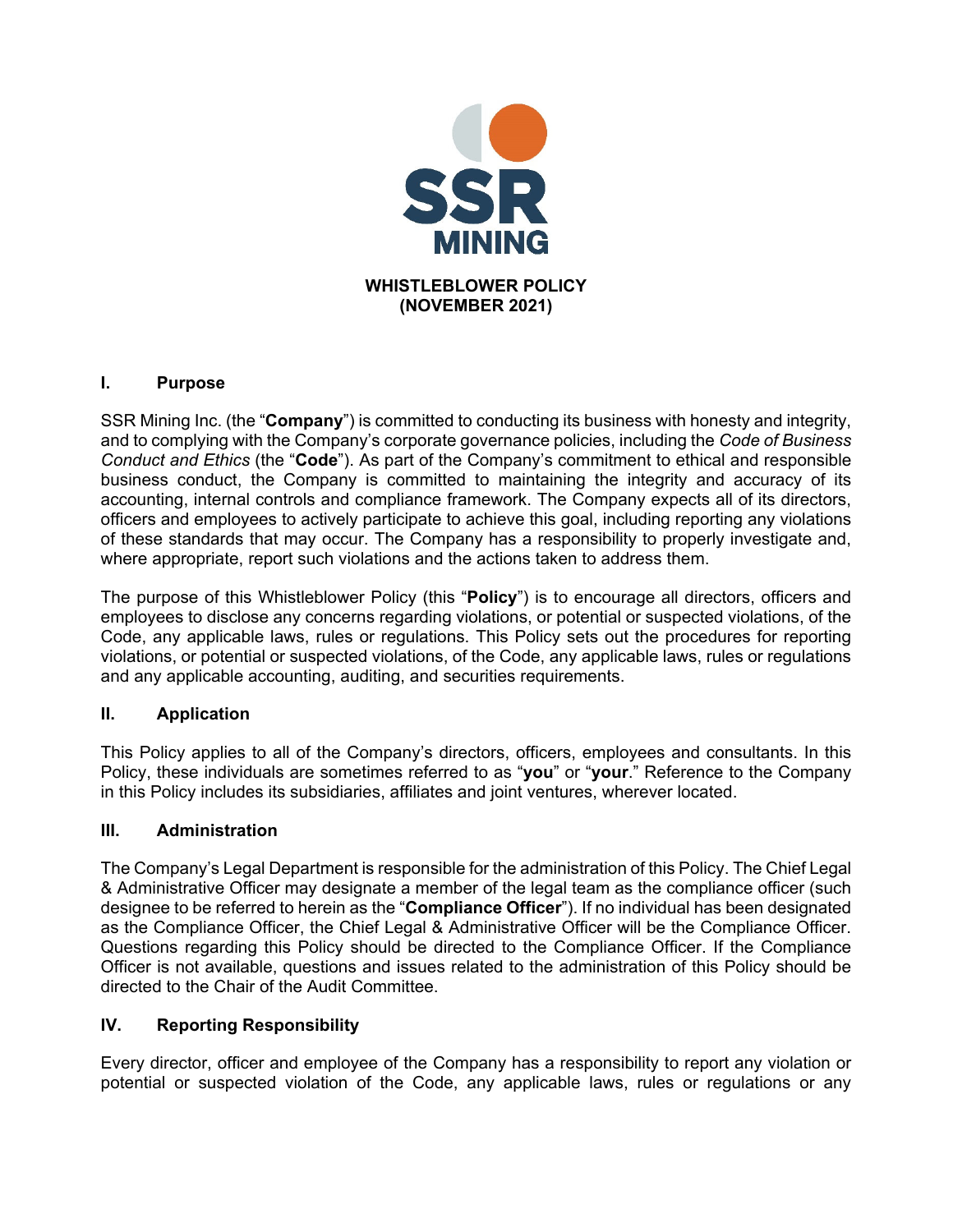SSR MINING

# WHISTLEBLOWER POLICY (NOVEMBER 2021)

## I. Purpose

SSR Mining Inc. (the "**Company**") is committed to conducting its business with honesty and integrity, and to complying with the Company's corporate governance policies, including the *Code of Business Conduct and Ethics* (the "**Code**"). As part of the Company's commitment to ethical and responsible business conduct, the Company is committed to maintaining the integrity and accuracy of its accounting, internal controls and compliance framework. The Company expects all of its directors, officers and employees to actively participate to achieve this goal, including reporting any violations of these standards that may occur. The Company has a responsibility to properly investigate and, where appropriate, report such violations and the actions taken to address them.

The purpose of this Whistleblower Policy (this "**Policy**") is to encourage all directors, officers and employees to disclose any concerns regarding violations, or potential or suspected violations, of the Code, any applicable laws, rules or regulations. This Policy sets out the procedures for reporting violations, or potential or suspected violations, of the Code, any applicable laws, rules or regulations and any applicable accounting, auditing, and securities requirements.

## II. Application

This Policy applies to all of the Company's directors, officers, employees and consultants. In this Policy, these individuals are sometimes referred to as "**you**" or "**your**." Reference to the Company in this Policy includes its subsidiaries, affiliates and joint ventures, wherever located.

## III. Administration

The Company's Legal Department is responsible for the administration of this Policy. The Chief Legal & Administrative Officer may designate a member of the legal team as the compliance officer (such designee to be referred to herein as the "**Compliance Officer**"). If no individual has been designated as the Compliance Officer, the Chief Legal & Administrative Officer will be the Compliance Officer. Questions regarding this Policy should be directed to the Compliance Officer. If the Compliance Officer is not available, questions and issues related to the administration of this Policy should be directed to the Chair of the Audit Committee.

## IV. Reporting Responsibility

Every director, officer and employee of the Company has a responsibility to report any violation or potential or suspected violation of the Code, any applicable laws, rules or regulations or any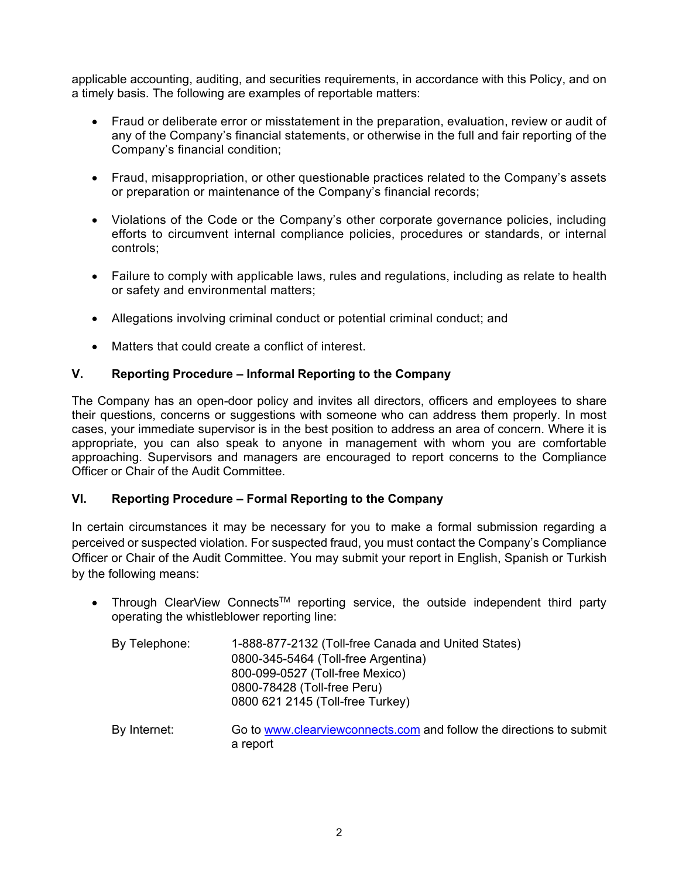applicable accounting, auditing, and securities requirements, in accordance with this Policy, and on a timely basis. The following are examples of reportable matters:

- Fraud or deliberate error or misstatement in the preparation, evaluation, review or audit of any of the Company's financial statements, or otherwise in the full and fair reporting of the Company's financial condition;
- Fraud, misappropriation, or other questionable practices related to the Company's assets or preparation or maintenance of the Company's financial records;
- Violations of the Code or the Company's other corporate governance policies, including efforts to circumvent internal compliance policies, procedures or standards, or internal controls;
- Failure to comply with applicable laws, rules and regulations, including as relate to health or safety and environmental matters;
- Allegations involving criminal conduct or potential criminal conduct; and
- Matters that could create a conflict of interest.

## V. Reporting Procedure – Informal Reporting to the Company

The Company has an open-door policy and invites all directors, officers and employees to share their questions, concerns or suggestions with someone who can address them properly. In most cases, your immediate supervisor is in the best position to address an area of concern. Where it is appropriate, you can also speak to anyone in management with whom you are comfortable approaching. Supervisors and managers are encouraged to report concerns to the Compliance Officer or Chair of the Audit Committee.

## VI. Reporting Procedure – Formal Reporting to the Company

In certain circumstances it may be necessary for you to make a formal submission regarding a perceived or suspected violation. For suspected fraud, you must contact the Company's Compliance Officer or Chair of the Audit Committee. You may submit your report in English, Spanish or Turkish by the following means:

- Through ClearView Connects™ reporting service, the outside independent third party operating the whistleblower reporting line:

  By Telephone:
  1-888-877-2132 (Toll-free Canada and United States)
  0800-345-5464 (Toll-free Argentina)
  800-099-0527 (Toll-free Mexico)
  0800-78428 (Toll-free Peru)
  0800 621 2145 (Toll-free Turkey)

  By Internet: Go to www.clearviewconnects.com and follow the directions to submit a report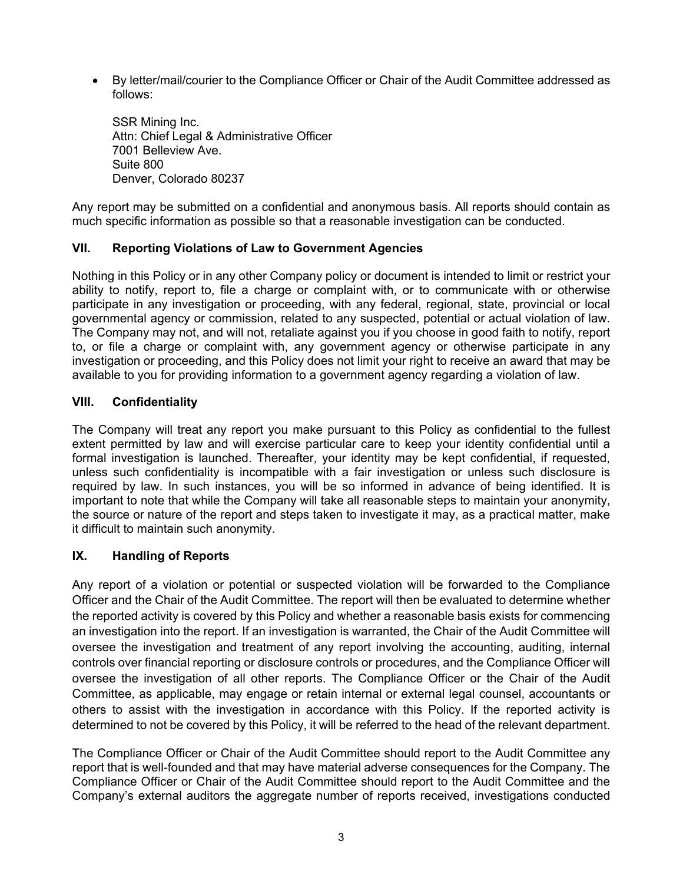- By letter/mail/courier to the Compliance Officer or Chair of the Audit Committee addressed as follows:

  SSR Mining Inc.
  Attn: Chief Legal & Administrative Officer
  7001 Belleview Ave.
  Suite 800
  Denver, Colorado 80237

Any report may be submitted on a confidential and anonymous basis. All reports should contain as much specific information as possible so that a reasonable investigation can be conducted.

## VII. Reporting Violations of Law to Government Agencies

Nothing in this Policy or in any other Company policy or document is intended to limit or restrict your ability to notify, report to, file a charge or complaint with, or to communicate with or otherwise participate in any investigation or proceeding, with any federal, regional, state, provincial or local governmental agency or commission, related to any suspected, potential or actual violation of law. The Company may not, and will not, retaliate against you if you choose in good faith to notify, report to, or file a charge or complaint with, any government agency or otherwise participate in any investigation or proceeding, and this Policy does not limit your right to receive an award that may be available to you for providing information to a government agency regarding a violation of law.

## VIII. Confidentiality

The Company will treat any report you make pursuant to this Policy as confidential to the fullest extent permitted by law and will exercise particular care to keep your identity confidential until a formal investigation is launched. Thereafter, your identity may be kept confidential, if requested, unless such confidentiality is incompatible with a fair investigation or unless such disclosure is required by law. In such instances, you will be so informed in advance of being identified. It is important to note that while the Company will take all reasonable steps to maintain your anonymity, the source or nature of the report and steps taken to investigate it may, as a practical matter, make it difficult to maintain such anonymity.

## IX. Handling of Reports

Any report of a violation or potential or suspected violation will be forwarded to the Compliance Officer and the Chair of the Audit Committee. The report will then be evaluated to determine whether the reported activity is covered by this Policy and whether a reasonable basis exists for commencing an investigation into the report. If an investigation is warranted, the Chair of the Audit Committee will oversee the investigation and treatment of any report involving the accounting, auditing, internal controls over financial reporting or disclosure controls or procedures, and the Compliance Officer will oversee the investigation of all other reports. The Compliance Officer or the Chair of the Audit Committee, as applicable, may engage or retain internal or external legal counsel, accountants or others to assist with the investigation in accordance with this Policy. If the reported activity is determined to not be covered by this Policy, it will be referred to the head of the relevant department.

The Compliance Officer or Chair of the Audit Committee should report to the Audit Committee any report that is well-founded and that may have material adverse consequences for the Company. The Compliance Officer or Chair of the Audit Committee should report to the Audit Committee and the Company's external auditors the aggregate number of reports received, investigations conducted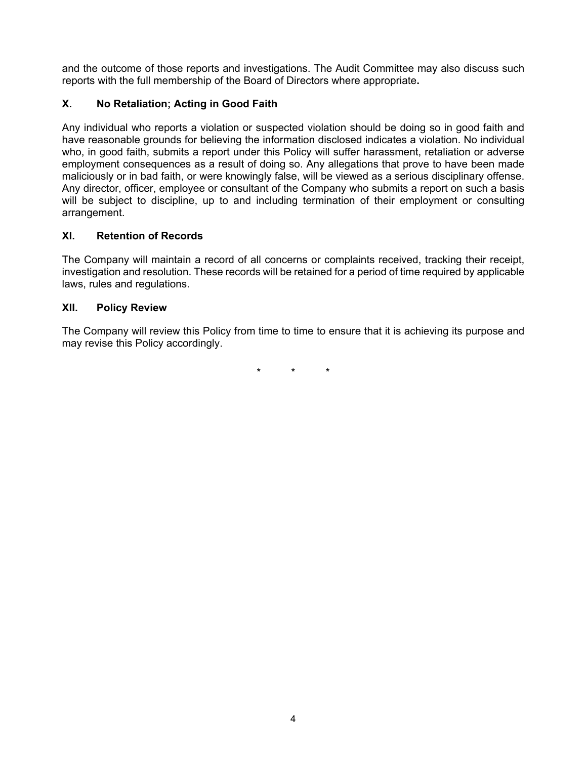and the outcome of those reports and investigations. The Audit Committee may also discuss such reports with the full membership of the Board of Directors where appropriate**.**

## X. No Retaliation; Acting in Good Faith

Any individual who reports a violation or suspected violation should be doing so in good faith and have reasonable grounds for believing the information disclosed indicates a violation. No individual who, in good faith, submits a report under this Policy will suffer harassment, retaliation or adverse employment consequences as a result of doing so. Any allegations that prove to have been made maliciously or in bad faith, or were knowingly false, will be viewed as a serious disciplinary offense. Any director, officer, employee or consultant of the Company who submits a report on such a basis will be subject to discipline, up to and including termination of their employment or consulting arrangement.

## XI. Retention of Records

The Company will maintain a record of all concerns or complaints received, tracking their receipt, investigation and resolution. These records will be retained for a period of time required by applicable laws, rules and regulations.

## XII. Policy Review

The Company will review this Policy from time to time to ensure that it is achieving its purpose and may revise this Policy accordingly.

\* \* \*